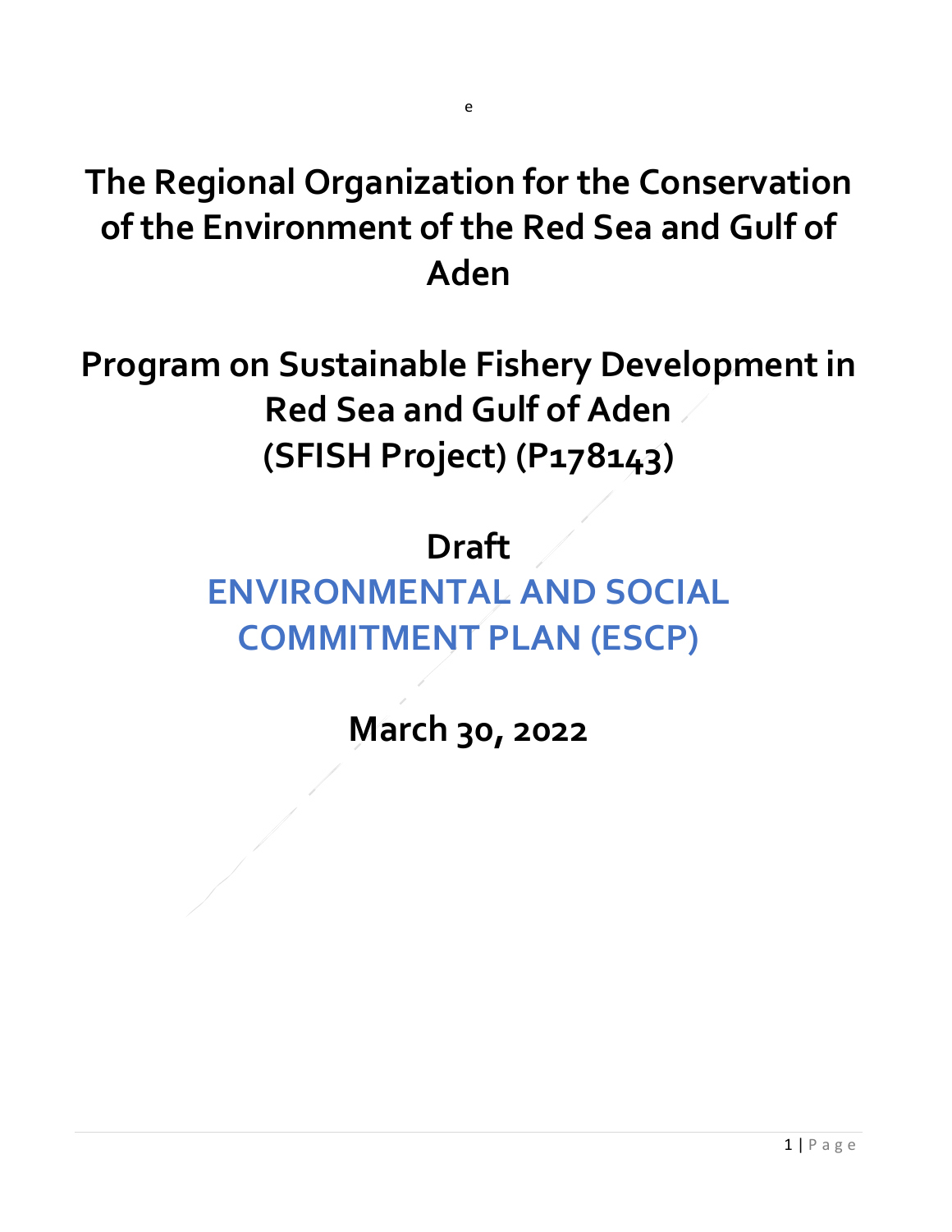e

# The Regional Organization for the Conservation of the Environment of the Red Sea and Gulf of Aden

# Program on Sustainable Fishery Development in Red Sea and Gulf of Aden (SFISH Project) (P178143)

# Draft

# ENVIRONMENTAL AND SOCIAL COMMITMENT PLAN (ESCP)

## March 30, 2022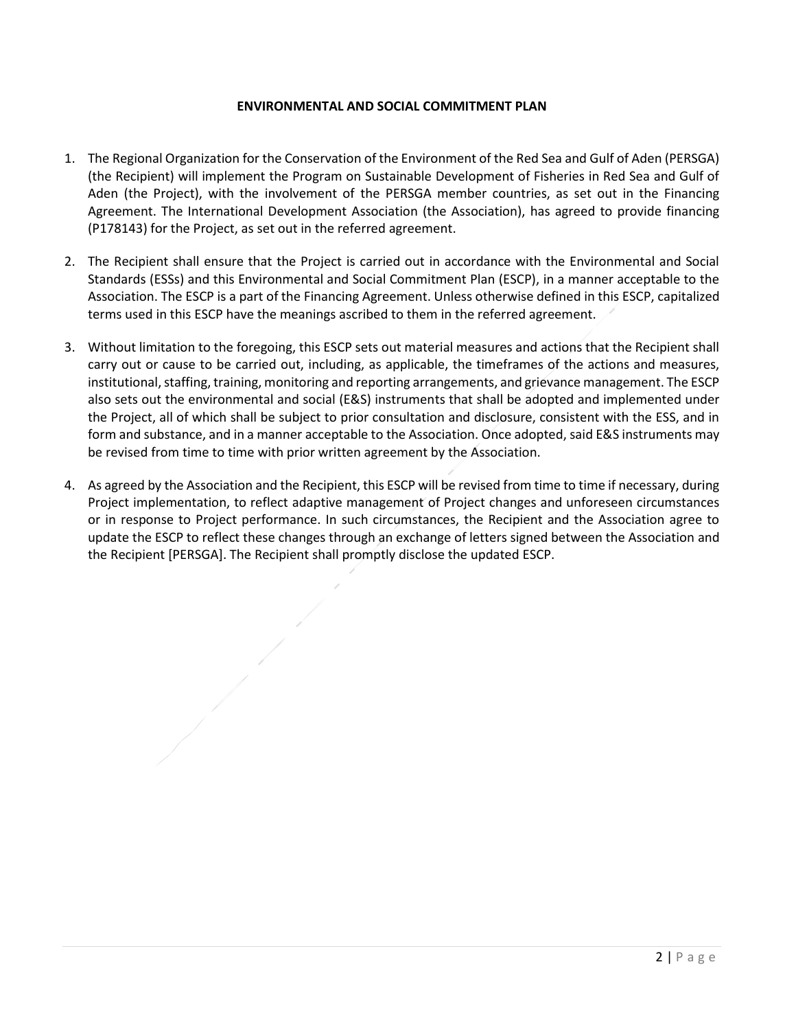**ENVIRONMENTAL AND SOCIAL COMMITMENT PLAN**

1. The Regional Organization for the Conservation of the Environment of the Red Sea and Gulf of Aden (PERSGA) (the Recipient) will implement the Program on Sustainable Development of Fisheries in Red Sea and Gulf of Aden (the Project), with the involvement of the PERSGA member countries, as set out in the Financing Agreement. The International Development Association (the Association), has agreed to provide financing (P178143) for the Project, as set out in the referred agreement.

2. The Recipient shall ensure that the Project is carried out in accordance with the Environmental and Social Standards (ESSs) and this Environmental and Social Commitment Plan (ESCP), in a manner acceptable to the Association. The ESCP is a part of the Financing Agreement. Unless otherwise defined in this ESCP, capitalized terms used in this ESCP have the meanings ascribed to them in the referred agreement.

3. Without limitation to the foregoing, this ESCP sets out material measures and actions that the Recipient shall carry out or cause to be carried out, including, as applicable, the timeframes of the actions and measures, institutional, staffing, training, monitoring and reporting arrangements, and grievance management. The ESCP also sets out the environmental and social (E&S) instruments that shall be adopted and implemented under the Project, all of which shall be subject to prior consultation and disclosure, consistent with the ESS, and in form and substance, and in a manner acceptable to the Association. Once adopted, said E&S instruments may be revised from time to time with prior written agreement by the Association.

4. As agreed by the Association and the Recipient, this ESCP will be revised from time to time if necessary, during Project implementation, to reflect adaptive management of Project changes and unforeseen circumstances or in response to Project performance. In such circumstances, the Recipient and the Association agree to update the ESCP to reflect these changes through an exchange of letters signed between the Association and the Recipient [PERSGA]. The Recipient shall promptly disclose the updated ESCP.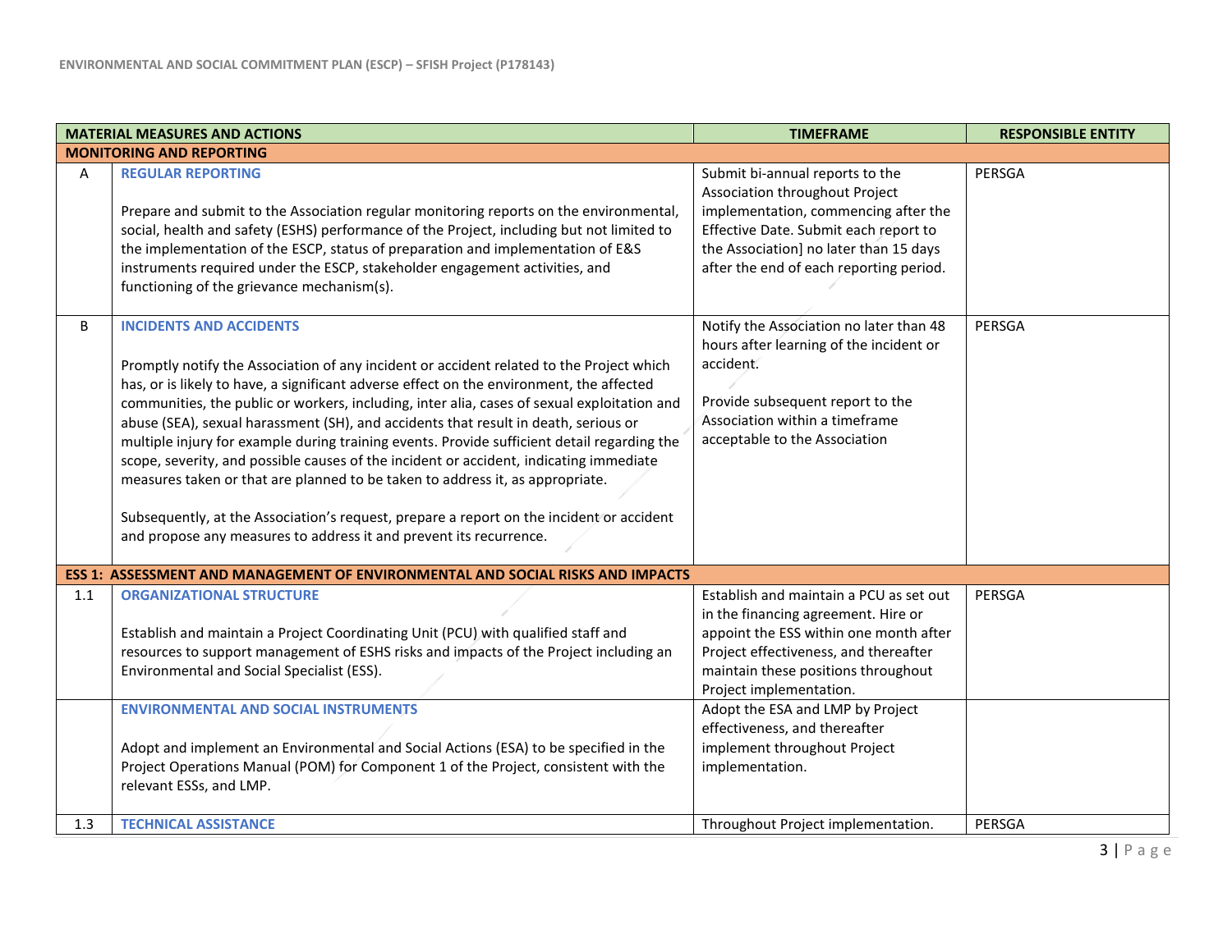| MATERIAL MEASURES AND ACTIONS | | TIMEFRAME | RESPONSIBLE ENTITY |
|---|---|---|---|
| **MONITORING AND REPORTING** | | | |
| A | **REGULAR REPORTING**<br><br>Prepare and submit to the Association regular monitoring reports on the environmental, social, health and safety (ESHS) performance of the Project, including but not limited to the implementation of the ESCP, status of preparation and implementation of E&S instruments required under the ESCP, stakeholder engagement activities, and functioning of the grievance mechanism(s). | Submit bi-annual reports to the Association throughout Project implementation, commencing after the Effective Date. Submit each report to the Association] no later than 15 days after the end of each reporting period. | PERSGA |
| B | **INCIDENTS AND ACCIDENTS**<br><br>Promptly notify the Association of any incident or accident related to the Project which has, or is likely to have, a significant adverse effect on the environment, the affected communities, the public or workers, including, inter alia, cases of sexual exploitation and abuse (SEA), sexual harassment (SH), and accidents that result in death, serious or multiple injury for example during training events. Provide sufficient detail regarding the scope, severity, and possible causes of the incident or accident, indicating immediate measures taken or that are planned to be taken to address it, as appropriate.<br><br>Subsequently, at the Association's request, prepare a report on the incident or accident and propose any measures to address it and prevent its recurrence. | Notify the Association no later than 48 hours after learning of the incident or accident.<br><br>Provide subsequent report to the Association within a timeframe acceptable to the Association | PERSGA |
| **ESS 1: ASSESSMENT AND MANAGEMENT OF ENVIRONMENTAL AND SOCIAL RISKS AND IMPACTS** | | | |
| 1.1 | **ORGANIZATIONAL STRUCTURE**<br><br>Establish and maintain a Project Coordinating Unit (PCU) with qualified staff and resources to support management of ESHS risks and impacts of the Project including an Environmental and Social Specialist (ESS). | Establish and maintain a PCU as set out in the financing agreement. Hire or appoint the ESS within one month after Project effectiveness, and thereafter maintain these positions throughout Project implementation. | PERSGA |
| | **ENVIRONMENTAL AND SOCIAL INSTRUMENTS**<br><br>Adopt and implement an Environmental and Social Actions (ESA) to be specified in the Project Operations Manual (POM) for Component 1 of the Project, consistent with the relevant ESSs, and LMP. | Adopt the ESA and LMP by Project effectiveness, and thereafter implement throughout Project implementation. | |
| 1.3 | **TECHNICAL ASSISTANCE** | Throughout Project implementation. | PERSGA |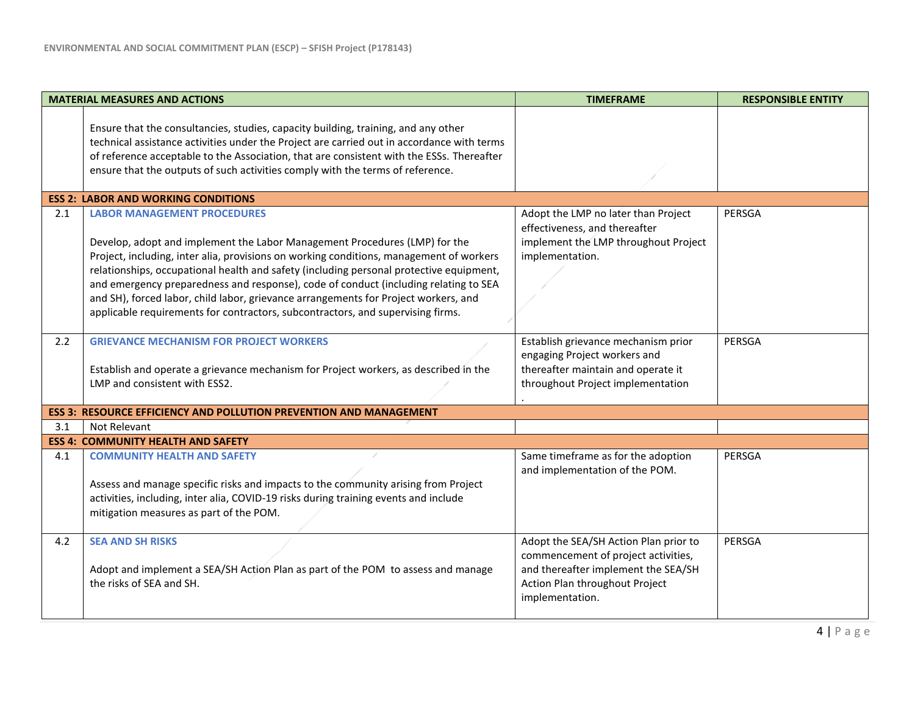| | MATERIAL MEASURES AND ACTIONS | TIMEFRAME | RESPONSIBLE ENTITY |
|---|---|---|---|
| | Ensure that the consultancies, studies, capacity building, training, and any other technical assistance activities under the Project are carried out in accordance with terms of reference acceptable to the Association, that are consistent with the ESSs. Thereafter ensure that the outputs of such activities comply with the terms of reference. | | |
| **ESS 2: LABOR AND WORKING CONDITIONS** | | | |
| 2.1 | **LABOR MANAGEMENT PROCEDURES**<br><br>Develop, adopt and implement the Labor Management Procedures (LMP) for the Project, including, inter alia, provisions on working conditions, management of workers relationships, occupational health and safety (including personal protective equipment, and emergency preparedness and response), code of conduct (including relating to SEA and SH), forced labor, child labor, grievance arrangements for Project workers, and applicable requirements for contractors, subcontractors, and supervising firms. | Adopt the LMP no later than Project effectiveness, and thereafter implement the LMP throughout Project implementation. | PERSGA |
| 2.2 | **GRIEVANCE MECHANISM FOR PROJECT WORKERS**<br><br>Establish and operate a grievance mechanism for Project workers, as described in the LMP and consistent with ESS2. | Establish grievance mechanism prior engaging Project workers and thereafter maintain and operate it throughout Project implementation<br>. | PERSGA |
| **ESS 3: RESOURCE EFFICIENCY AND POLLUTION PREVENTION AND MANAGEMENT** | | | |
| 3.1 | Not Relevant | | |
| **ESS 4: COMMUNITY HEALTH AND SAFETY** | | | |
| 4.1 | **COMMUNITY HEALTH AND SAFETY**<br><br>Assess and manage specific risks and impacts to the community arising from Project activities, including, inter alia, COVID-19 risks during training events and include mitigation measures as part of the POM. | Same timeframe as for the adoption and implementation of the POM. | PERSGA |
| 4.2 | **SEA AND SH RISKS**<br><br>Adopt and implement a SEA/SH Action Plan as part of the POM to assess and manage the risks of SEA and SH. | Adopt the SEA/SH Action Plan prior to commencement of project activities, and thereafter implement the SEA/SH Action Plan throughout Project implementation. | PERSGA |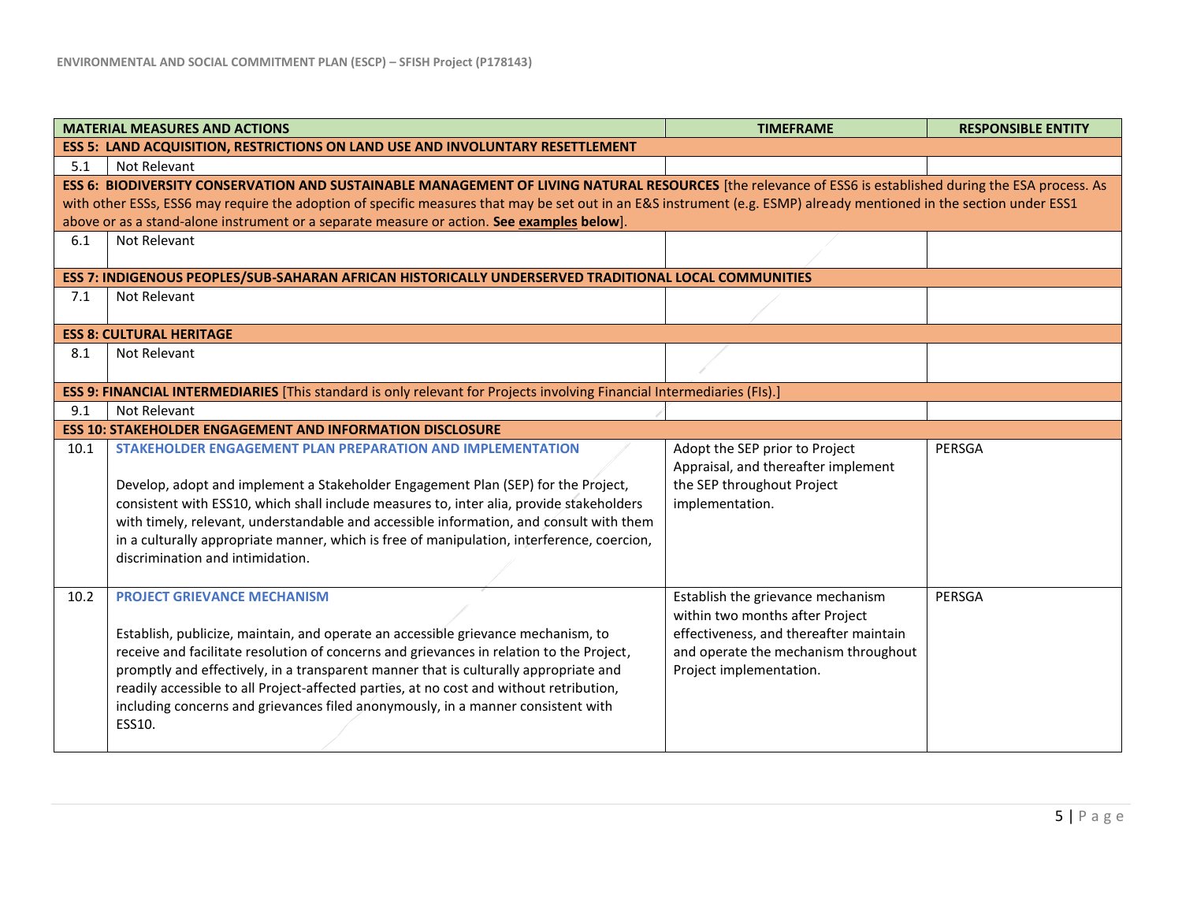| MATERIAL MEASURES AND ACTIONS | | TIMEFRAME | RESPONSIBLE ENTITY |
|---|---|---|---|
| **ESS 5: LAND ACQUISITION, RESTRICTIONS ON LAND USE AND INVOLUNTARY RESETTLEMENT** | | | |
| 5.1 | Not Relevant | | |
| **ESS 6: BIODIVERSITY CONSERVATION AND SUSTAINABLE MANAGEMENT OF LIVING NATURAL RESOURCES** [the relevance of ESS6 is established during the ESA process. As with other ESSs, ESS6 may require the adoption of specific measures that may be set out in an E&S instrument (e.g. ESMP) already mentioned in the section under ESS1 above or as a stand-alone instrument or a separate measure or action. **See examples below**]. | | | |
| 6.1 | Not Relevant | | |
| **ESS 7: INDIGENOUS PEOPLES/SUB-SAHARAN AFRICAN HISTORICALLY UNDERSERVED TRADITIONAL LOCAL COMMUNITIES** | | | |
| 7.1 | Not Relevant | | |
| **ESS 8: CULTURAL HERITAGE** | | | |
| 8.1 | Not Relevant | | |
| **ESS 9: FINANCIAL INTERMEDIARIES** [This standard is only relevant for Projects involving Financial Intermediaries (FIs).] | | | |
| 9.1 | Not Relevant | | |
| **ESS 10: STAKEHOLDER ENGAGEMENT AND INFORMATION DISCLOSURE** | | | |
| 10.1 | **STAKEHOLDER ENGAGEMENT PLAN PREPARATION AND IMPLEMENTATION**<br><br>Develop, adopt and implement a Stakeholder Engagement Plan (SEP) for the Project, consistent with ESS10, which shall include measures to, inter alia, provide stakeholders with timely, relevant, understandable and accessible information, and consult with them in a culturally appropriate manner, which is free of manipulation, interference, coercion, discrimination and intimidation. | Adopt the SEP prior to Project Appraisal, and thereafter implement the SEP throughout Project implementation. | PERSGA |
| 10.2 | **PROJECT GRIEVANCE MECHANISM**<br><br>Establish, publicize, maintain, and operate an accessible grievance mechanism, to receive and facilitate resolution of concerns and grievances in relation to the Project, promptly and effectively, in a transparent manner that is culturally appropriate and readily accessible to all Project-affected parties, at no cost and without retribution, including concerns and grievances filed anonymously, in a manner consistent with ESS10. | Establish the grievance mechanism within two months after Project effectiveness, and thereafter maintain and operate the mechanism throughout Project implementation. | PERSGA |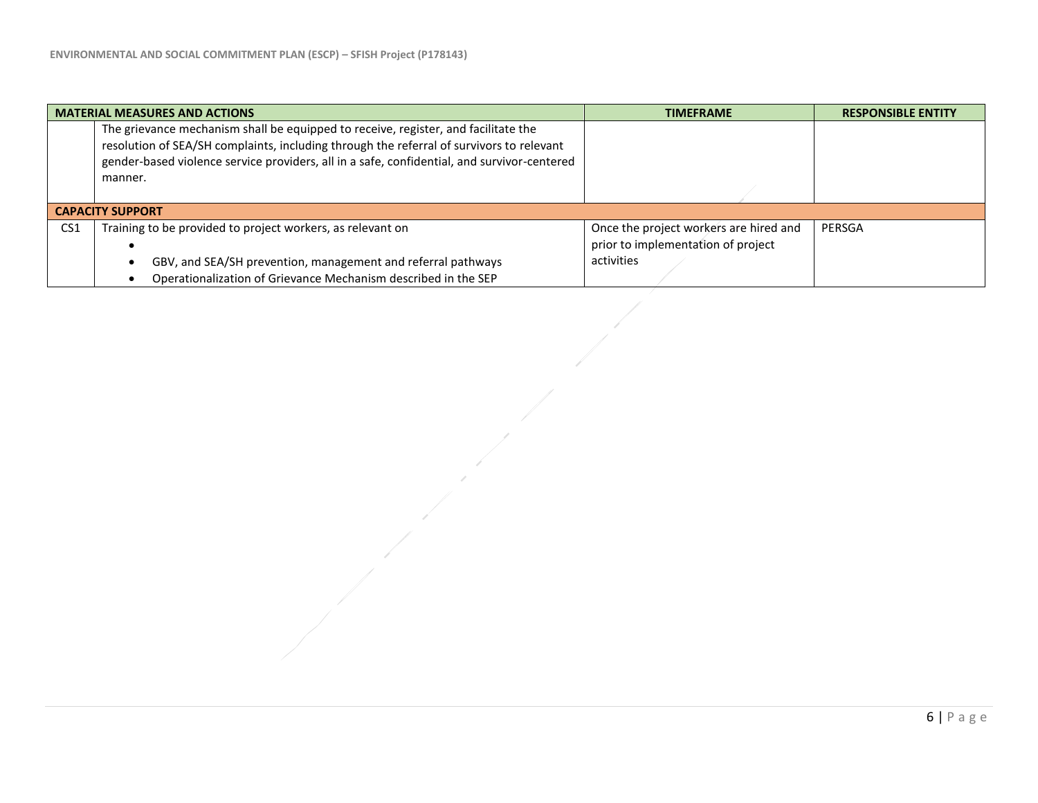| MATERIAL MEASURES AND ACTIONS | | TIMEFRAME | RESPONSIBLE ENTITY |
|---|---|---|---|
| | The grievance mechanism shall be equipped to receive, register, and facilitate the resolution of SEA/SH complaints, including through the referral of survivors to relevant gender-based violence service providers, all in a safe, confidential, and survivor-centered manner. | | |
| **CAPACITY SUPPORT** | | | |
| CS1 | Training to be provided to project workers, as relevant on<br>• <br>• GBV, and SEA/SH prevention, management and referral pathways<br>• Operationalization of Grievance Mechanism described in the SEP | Once the project workers are hired and prior to implementation of project activities | PERSGA |